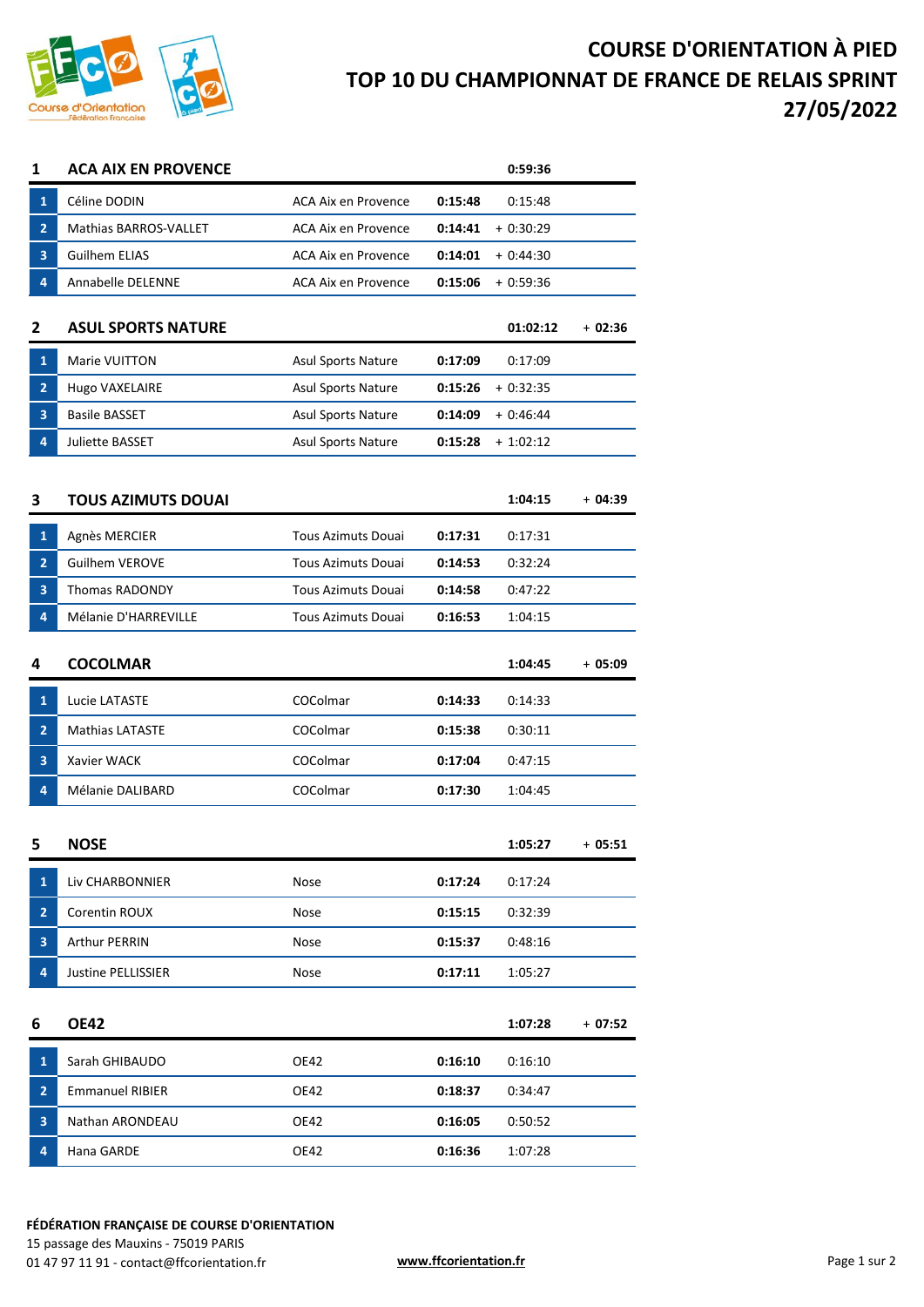# COURSE D'ORIENTATION À PIED
# TOP 10 DU CHAMPIONNAT DE FRANCE DE RELAIS SPRINT
# 27/05/2022

## 1 ACA AIX EN PROVENCE — 0:59:36

| | Nom | Club | Temps | Cumul |
|---|---|---|---|---|
| 1 | Céline DODIN | ACA Aix en Provence | **0:15:48** | 0:15:48 |
| 2 | Mathias BARROS-VALLET | ACA Aix en Provence | **0:14:41** | + 0:30:29 |
| 3 | Guilhem ELIAS | ACA Aix en Provence | **0:14:01** | + 0:44:30 |
| 4 | Annabelle DELENNE | ACA Aix en Provence | **0:15:06** | + 0:59:36 |

## 2 ASUL SPORTS NATURE — 01:02:12 — + 02:36

| | Nom | Club | Temps | Cumul |
|---|---|---|---|---|
| 1 | Marie VUITTON | Asul Sports Nature | **0:17:09** | 0:17:09 |
| 2 | Hugo VAXELAIRE | Asul Sports Nature | **0:15:26** | + 0:32:35 |
| 3 | Basile BASSET | Asul Sports Nature | **0:14:09** | + 0:46:44 |
| 4 | Juliette BASSET | Asul Sports Nature | **0:15:28** | + 1:02:12 |

## 3 TOUS AZIMUTS DOUAI — 1:04:15 — + 04:39

| | Nom | Club | Temps | Cumul |
|---|---|---|---|---|
| 1 | Agnès MERCIER | Tous Azimuts Douai | **0:17:31** | 0:17:31 |
| 2 | Guilhem VEROVE | Tous Azimuts Douai | **0:14:53** | 0:32:24 |
| 3 | Thomas RADONDY | Tous Azimuts Douai | **0:14:58** | 0:47:22 |
| 4 | Mélanie D'HARREVILLE | Tous Azimuts Douai | **0:16:53** | 1:04:15 |

## 4 COCOLMAR — 1:04:45 — + 05:09

| | Nom | Club | Temps | Cumul |
|---|---|---|---|---|
| 1 | Lucie LATASTE | COColmar | **0:14:33** | 0:14:33 |
| 2 | Mathias LATASTE | COColmar | **0:15:38** | 0:30:11 |
| 3 | Xavier WACK | COColmar | **0:17:04** | 0:47:15 |
| 4 | Mélanie DALIBARD | COColmar | **0:17:30** | 1:04:45 |

## 5 NOSE — 1:05:27 — + 05:51

| | Nom | Club | Temps | Cumul |
|---|---|---|---|---|
| 1 | Liv CHARBONNIER | Nose | **0:17:24** | 0:17:24 |
| 2 | Corentin ROUX | Nose | **0:15:15** | 0:32:39 |
| 3 | Arthur PERRIN | Nose | **0:15:37** | 0:48:16 |
| 4 | Justine PELLISSIER | Nose | **0:17:11** | 1:05:27 |

## 6 OE42 — 1:07:28 — + 07:52

| | Nom | Club | Temps | Cumul |
|---|---|---|---|---|
| 1 | Sarah GHIBAUDO | OE42 | **0:16:10** | 0:16:10 |
| 2 | Emmanuel RIBIER | OE42 | **0:18:37** | 0:34:47 |
| 3 | Nathan ARONDEAU | OE42 | **0:16:05** | 0:50:52 |
| 4 | Hana GARDE | OE42 | **0:16:36** | 1:07:28 |

**FÉDÉRATION FRANÇAISE DE COURSE D'ORIENTATION**
15 passage des Mauxins - 75019 PARIS
01 47 97 11 91 - contact@ffcorientation.fr

www.ffcorientation.fr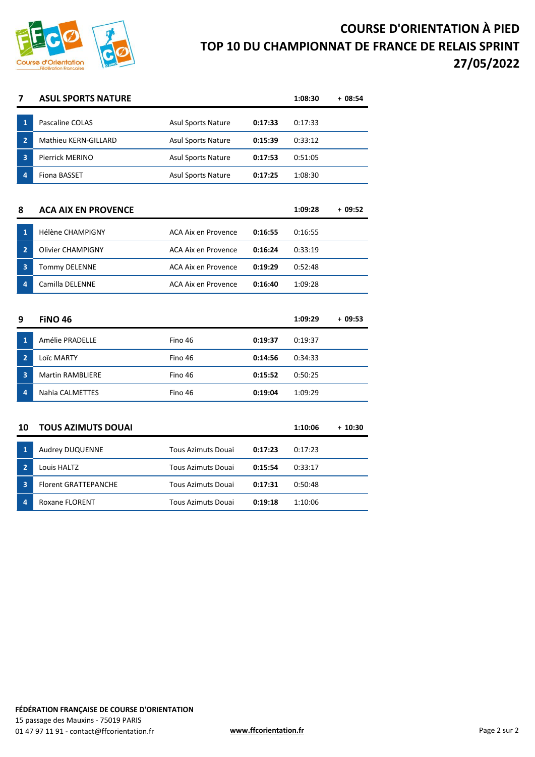# COURSE D'ORIENTATION À PIED
# TOP 10 DU CHAMPIONNAT DE FRANCE DE RELAIS SPRINT
# 27/05/2022

| 7 | ASUL SPORTS NATURE | | | 1:08:30 | + 08:54 |
|---|---|---|---|---|---|
| 1 | Pascaline COLAS | Asul Sports Nature | **0:17:33** | 0:17:33 | |
| 2 | Mathieu KERN-GILLARD | Asul Sports Nature | **0:15:39** | 0:33:12 | |
| 3 | Pierrick MERINO | Asul Sports Nature | **0:17:53** | 0:51:05 | |
| 4 | Fiona BASSET | Asul Sports Nature | **0:17:25** | 1:08:30 | |

| 8 | ACA AIX EN PROVENCE | | | 1:09:28 | + 09:52 |
|---|---|---|---|---|---|
| 1 | Hélène CHAMPIGNY | ACA Aix en Provence | **0:16:55** | 0:16:55 | |
| 2 | Olivier CHAMPIGNY | ACA Aix en Provence | **0:16:24** | 0:33:19 | |
| 3 | Tommy DELENNE | ACA Aix en Provence | **0:19:29** | 0:52:48 | |
| 4 | Camilla DELENNE | ACA Aix en Provence | **0:16:40** | 1:09:28 | |

| 9 | FiNO 46 | | | 1:09:29 | + 09:53 |
|---|---|---|---|---|---|
| 1 | Amélie PRADELLE | Fino 46 | **0:19:37** | 0:19:37 | |
| 2 | Loïc MARTY | Fino 46 | **0:14:56** | 0:34:33 | |
| 3 | Martin RAMBLIERE | Fino 46 | **0:15:52** | 0:50:25 | |
| 4 | Nahia CALMETTES | Fino 46 | **0:19:04** | 1:09:29 | |

| 10 | TOUS AZIMUTS DOUAI | | | 1:10:06 | + 10:30 |
|---|---|---|---|---|---|
| 1 | Audrey DUQUENNE | Tous Azimuts Douai | **0:17:23** | 0:17:23 | |
| 2 | Louis HALTZ | Tous Azimuts Douai | **0:15:54** | 0:33:17 | |
| 3 | Florent GRATTEPANCHE | Tous Azimuts Douai | **0:17:31** | 0:50:48 | |
| 4 | Roxane FLORENT | Tous Azimuts Douai | **0:19:18** | 1:10:06 | |

**FÉDÉRATION FRANÇAISE DE COURSE D'ORIENTATION**
15 passage des Mauxins - 75019 PARIS
01 47 97 11 91 - contact@ffcorientation.fr

www.ffcorientation.fr